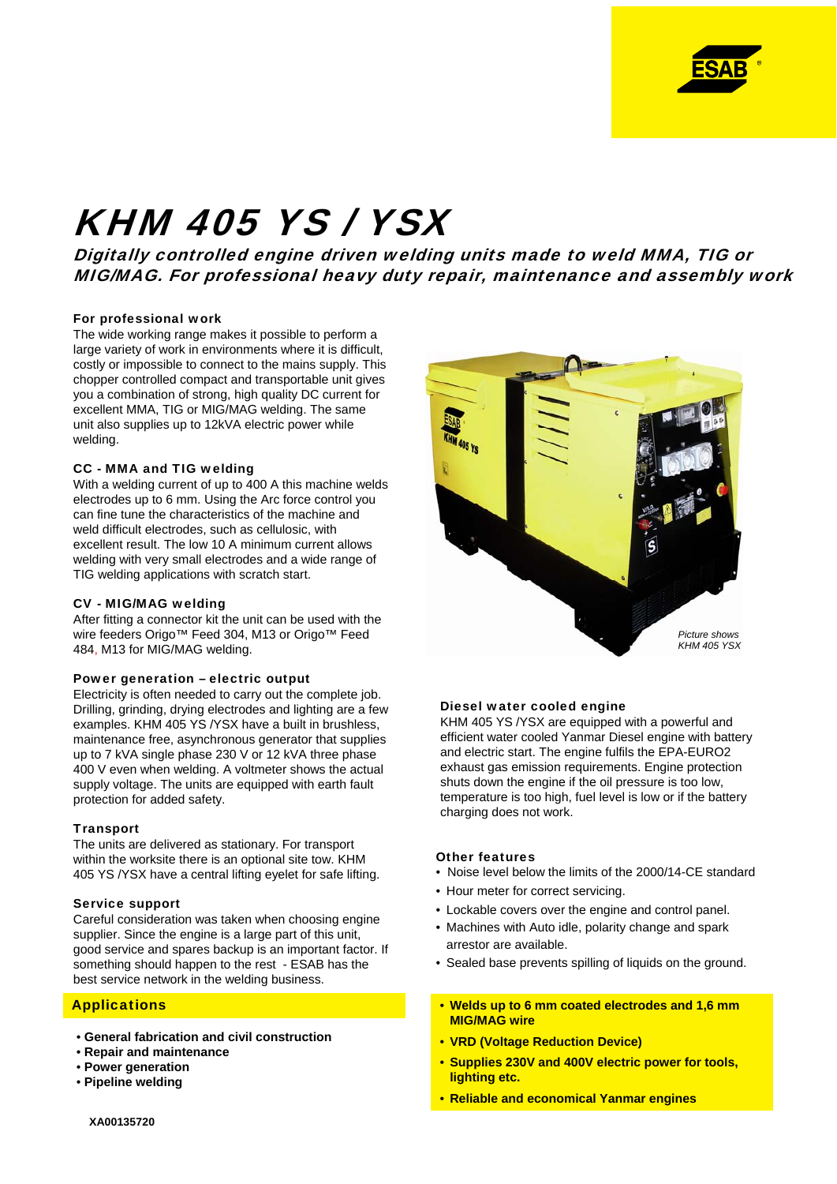# KHM 405 YS / YSX

***Digitally controlled engine driven welding units made to weld MMA, TIG or MIG/MAG. For professional heavy duty repair, maintenance and assembly work***

### For professional work

The wide working range makes it possible to perform a large variety of work in environments where it is difficult, costly or impossible to connect to the mains supply. This chopper controlled compact and transportable unit gives you a combination of strong, high quality DC current for excellent MMA, TIG or MIG/MAG welding. The same unit also supplies up to 12kVA electric power while welding.

### CC - MMA and TIG welding

With a welding current of up to 400 A this machine welds electrodes up to 6 mm. Using the Arc force control you can fine tune the characteristics of the machine and weld difficult electrodes, such as cellulosic, with excellent result. The low 10 A minimum current allows welding with very small electrodes and a wide range of TIG welding applications with scratch start.

### CV - MIG/MAG welding

After fitting a connector kit the unit can be used with the wire feeders Origo™ Feed 304, M13 or Origo™ Feed 484, M13 for MIG/MAG welding.

### Power generation – electric output

Electricity is often needed to carry out the complete job. Drilling, grinding, drying electrodes and lighting are a few examples. KHM 405 YS /YSX have a built in brushless, maintenance free, asynchronous generator that supplies up to 7 kVA single phase 230 V or 12 kVA three phase 400 V even when welding. A voltmeter shows the actual supply voltage. The units are equipped with earth fault protection for added safety.

### Transport

The units are delivered as stationary. For transport within the worksite there is an optional site tow. KHM 405 YS /YSX have a central lifting eyelet for safe lifting.

### Service support

Careful consideration was taken when choosing engine supplier. Since the engine is a large part of this unit, good service and spares backup is an important factor. If something should happen to the rest - ESAB has the best service network in the welding business.

## Applications

- **General fabrication and civil construction**
- **Repair and maintenance**
- **Power generation**
- **Pipeline welding**

*Picture shows KHM 405 YSX*

### Diesel water cooled engine

KHM 405 YS /YSX are equipped with a powerful and efficient water cooled Yanmar Diesel engine with battery and electric start. The engine fulfils the EPA-EURO2 exhaust gas emission requirements. Engine protection shuts down the engine if the oil pressure is too low, temperature is too high, fuel level is low or if the battery charging does not work.

### Other features

- Noise level below the limits of the 2000/14-CE standard
- Hour meter for correct servicing.
- Lockable covers over the engine and control panel.
- Machines with Auto idle, polarity change and spark arrestor are available.
- Sealed base prevents spilling of liquids on the ground.

- **Welds up to 6 mm coated electrodes and 1,6 mm MIG/MAG wire**
- **VRD (Voltage Reduction Device)**
- **Supplies 230V and 400V electric power for tools, lighting etc.**
- **Reliable and economical Yanmar engines**

**XA00135720**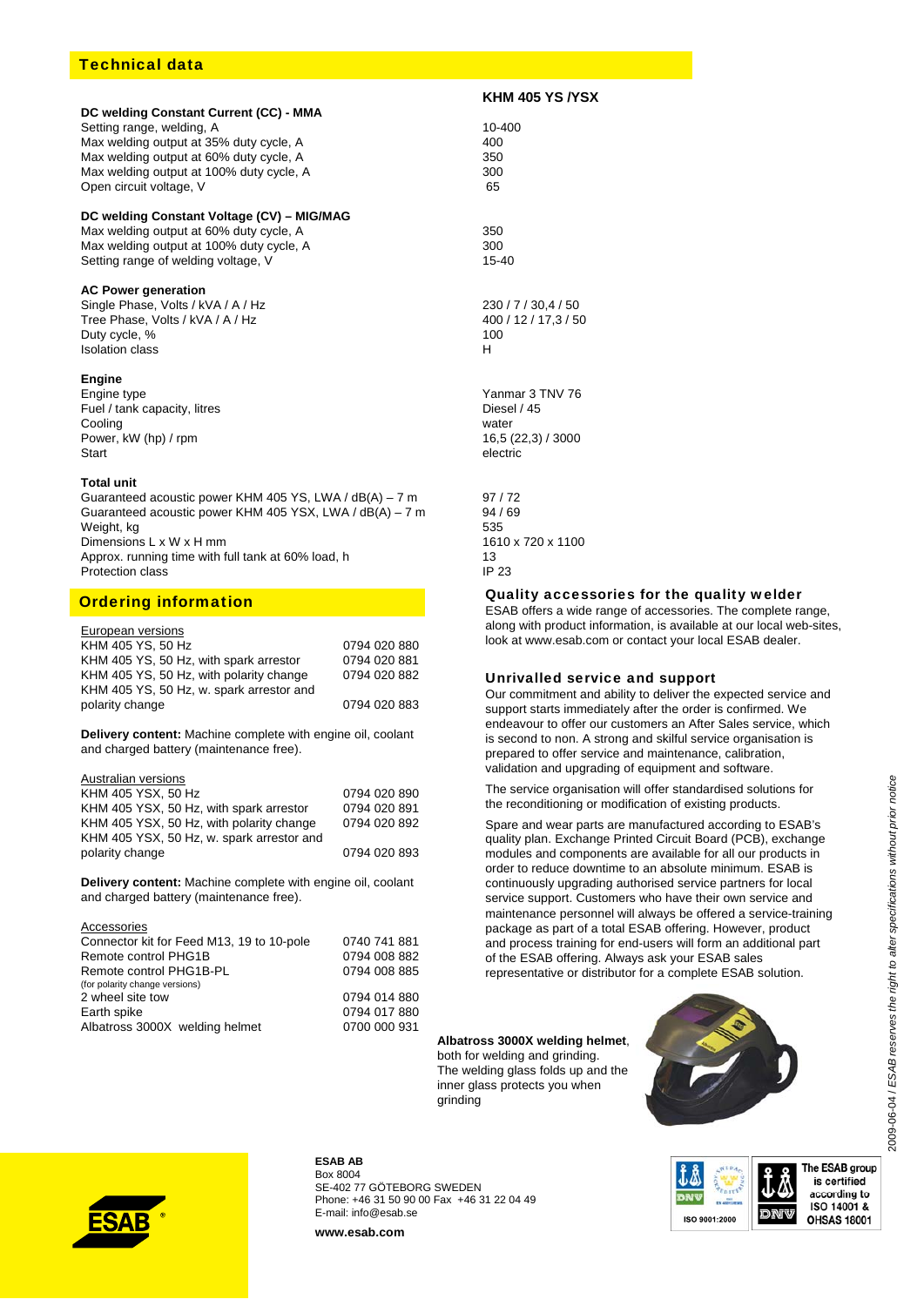## Technical data

| | KHM 405 YS /YSX |
|---|---|
| **DC welding Constant Current (CC) - MMA** | |
| Setting range, welding, A | 10-400 |
| Max welding output at 35% duty cycle, A | 400 |
| Max welding output at 60% duty cycle, A | 350 |
| Max welding output at 100% duty cycle, A | 300 |
| Open circuit voltage, V | 65 |
| **DC welding Constant Voltage (CV) – MIG/MAG** | |
| Max welding output at 60% duty cycle, A | 350 |
| Max welding output at 100% duty cycle, A | 300 |
| Setting range of welding voltage, V | 15-40 |
| **AC Power generation** | |
| Single Phase, Volts / kVA / A / Hz | 230 / 7 / 30,4 / 50 |
| Tree Phase, Volts / kVA / A / Hz | 400 / 12 / 17,3 / 50 |
| Duty cycle, % | 100 |
| Isolation class | H |
| **Engine** | |
| Engine type | Yanmar 3 TNV 76 |
| Fuel / tank capacity, litres | Diesel / 45 |
| Cooling | water |
| Power, kW (hp) / rpm | 16,5 (22,3) / 3000 |
| Start | electric |
| **Total unit** | |
| Guaranteed acoustic power KHM 405 YS, LWA / dB(A) – 7 m | 97 / 72 |
| Guaranteed acoustic power KHM 405 YSX, LWA / dB(A) – 7 m | 94 / 69 |
| Weight, kg | 535 |
| Dimensions L x W x H mm | 1610 x 720 x 1100 |
| Approx. running time with full tank at 60% load, h | 13 |
| Protection class | IP 23 |

## Ordering information

| | |
|---|---|
| European versions | |
| KHM 405 YS, 50 Hz | 0794 020 880 |
| KHM 405 YS, 50 Hz, with spark arrestor | 0794 020 881 |
| KHM 405 YS, 50 Hz, with polarity change | 0794 020 882 |
| KHM 405 YS, 50 Hz, w. spark arrestor and polarity change | 0794 020 883 |

**Delivery content:** Machine complete with engine oil, coolant and charged battery (maintenance free).

| | |
|---|---|
| Australian versions | |
| KHM 405 YSX, 50 Hz | 0794 020 890 |
| KHM 405 YSX, 50 Hz, with spark arrestor | 0794 020 891 |
| KHM 405 YSX, 50 Hz, with polarity change | 0794 020 892 |
| KHM 405 YSX, 50 Hz, w. spark arrestor and polarity change | 0794 020 893 |

**Delivery content:** Machine complete with engine oil, coolant and charged battery (maintenance free).

| | |
|---|---|
| Accessories | |
| Connector kit for Feed M13, 19 to 10-pole | 0740 741 881 |
| Remote control PHG1B | 0794 008 882 |
| Remote control PHG1B-PL (for polarity change versions) | 0794 008 885 |
| 2 wheel site tow | 0794 014 880 |
| Earth spike | 0794 017 880 |
| Albatross 3000X welding helmet | 0700 000 931 |

### Quality accessories for the quality welder

ESAB offers a wide range of accessories. The complete range, along with product information, is available at our local web-sites, look at www.esab.com or contact your local ESAB dealer.

### Unrivalled service and support

Our commitment and ability to deliver the expected service and support starts immediately after the order is confirmed. We endeavour to offer our customers an After Sales service, which is second to non. A strong and skilful service organisation is prepared to offer service and maintenance, calibration, validation and upgrading of equipment and software.

The service organisation will offer standardised solutions for the reconditioning or modification of existing products.

Spare and wear parts are manufactured according to ESAB's quality plan. Exchange Printed Circuit Board (PCB), exchange modules and components are available for all our products in order to reduce downtime to an absolute minimum. ESAB is continuously upgrading authorised service partners for local service support. Customers who have their own service and maintenance personnel will always be offered a service-training package as part of a total ESAB offering. However, product and process training for end-users will form an additional part of the ESAB offering. Always ask your ESAB sales representative or distributor for a complete ESAB solution.

**Albatross 3000X welding helmet**, both for welding and grinding. The welding glass folds up and the inner glass protects you when grinding

**ESAB AB**
Box 8004
SE-402 77 GÖTEBORG SWEDEN
Phone: +46 31 50 90 00 Fax +46 31 22 04 49
E-mail: info@esab.se

**www.esab.com**

ISO 9001:2000

The ESAB group is certified according to ISO 14001 & OHSAS 18001

*2009-06-04 / ESAB reserves the right to alter specifications without prior notice*